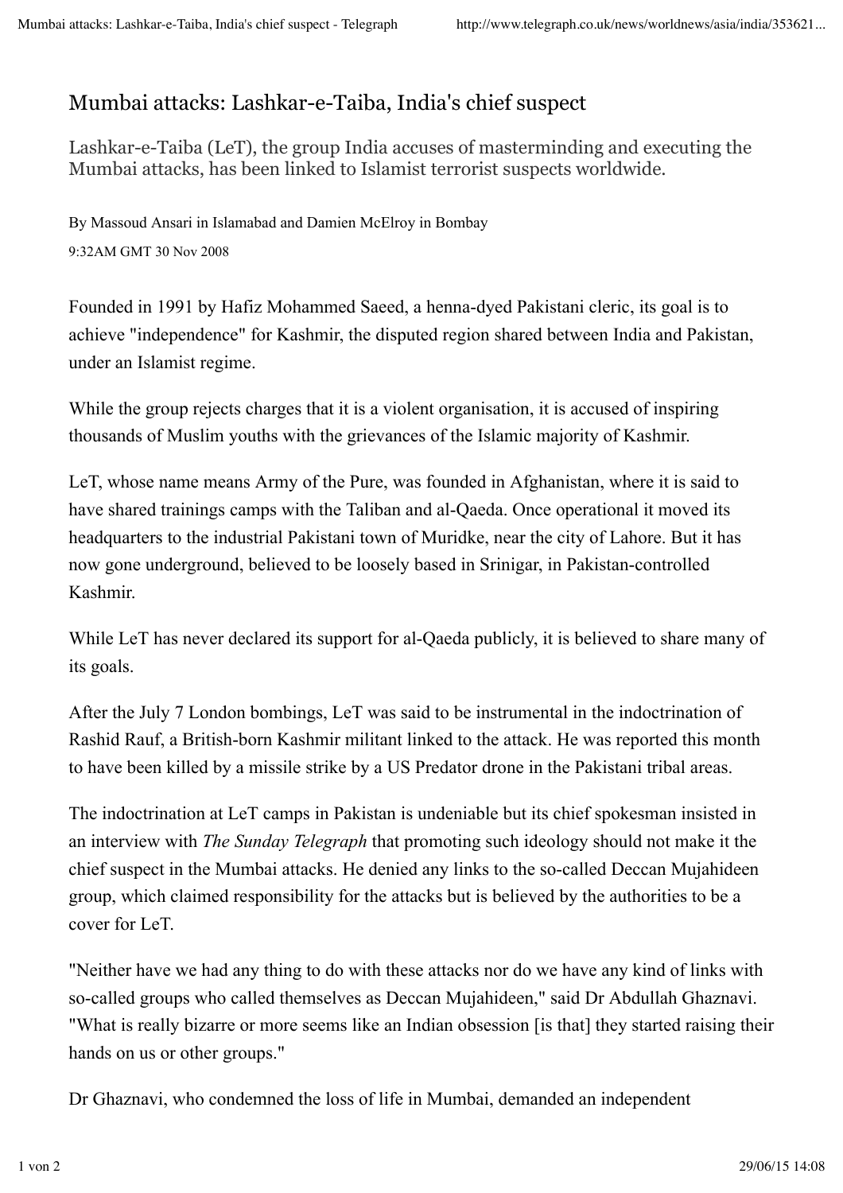# Mumbai attacks: Lashkar-e-Taiba, India's chief suspect

Lashkar-e-Taiba (LeT), the group India accuses of masterminding and executing the Mumbai attacks, has been linked to Islamist terrorist suspects worldwide.

By Massoud Ansari in Islamabad and Damien McElroy in Bombay

9:32AM GMT 30 Nov 2008

Founded in 1991 by Hafiz Mohammed Saeed, a henna-dyed Pakistani cleric, its goal is to achieve "independence" for Kashmir, the disputed region shared between India and Pakistan, under an Islamist regime.

While the group rejects charges that it is a violent organisation, it is accused of inspiring thousands of Muslim youths with the grievances of the Islamic majority of Kashmir.

LeT, whose name means Army of the Pure, was founded in Afghanistan, where it is said to have shared trainings camps with the Taliban and al-Qaeda. Once operational it moved its headquarters to the industrial Pakistani town of Muridke, near the city of Lahore. But it has now gone underground, believed to be loosely based in Srinigar, in Pakistan-controlled Kashmir.

While LeT has never declared its support for al-Qaeda publicly, it is believed to share many of its goals.

After the July 7 London bombings, LeT was said to be instrumental in the indoctrination of Rashid Rauf, a British-born Kashmir militant linked to the attack. He was reported this month to have been killed by a missile strike by a US Predator drone in the Pakistani tribal areas.

The indoctrination at LeT camps in Pakistan is undeniable but its chief spokesman insisted in an interview with *The Sunday Telegraph* that promoting such ideology should not make it the chief suspect in the Mumbai attacks. He denied any links to the so-called Deccan Mujahideen group, which claimed responsibility for the attacks but is believed by the authorities to be a cover for LeT.

"Neither have we had any thing to do with these attacks nor do we have any kind of links with so-called groups who called themselves as Deccan Mujahideen," said Dr Abdullah Ghaznavi. "What is really bizarre or more seems like an Indian obsession [is that] they started raising their hands on us or other groups."

Dr Ghaznavi, who condemned the loss of life in Mumbai, demanded an independent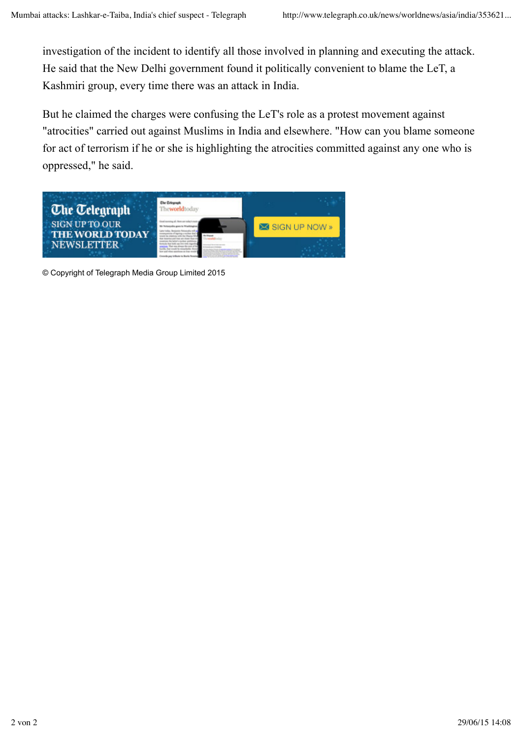investigation of the incident to identify all those involved in planning and executing the attack. He said that the New Delhi government found it politically convenient to blame the LeT, a Kashmiri group, every time there was an attack in India.

But he claimed the charges were confusing the LeT's role as a protest movement against "atrocities" carried out against Muslims in India and elsewhere. "How can you blame someone for act of terrorism if he or she is highlighting the atrocities committed against any one who is oppressed," he said.

© Copyright of Telegraph Media Group Limited 2015